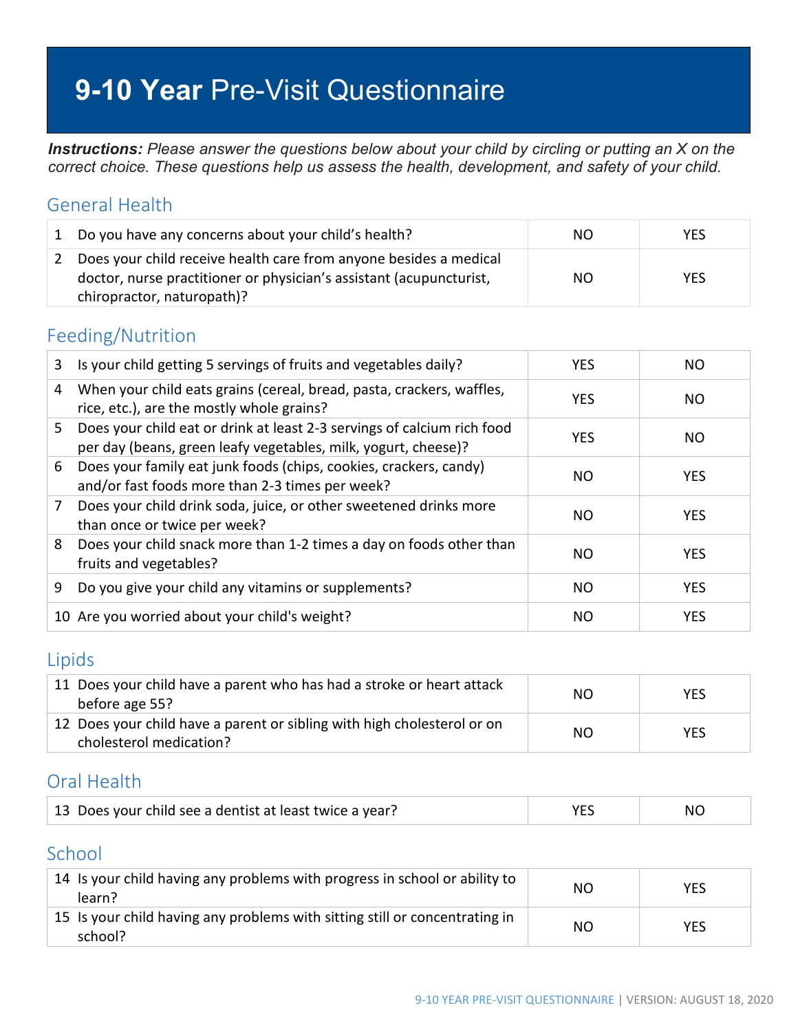# **9-10 Year** Pre-Visit Questionnaire

***Instructions:*** *Please answer the questions below about your child by circling or putting an X on the correct choice. These questions help us assess the health, development, and safety of your child.*

## General Health

| | | | |
|---|---|---|---|
| 1 | Do you have any concerns about your child's health? | NO | YES |
| 2 | Does your child receive health care from anyone besides a medical doctor, nurse practitioner or physician's assistant (acupuncturist, chiropractor, naturopath)? | NO | YES |

## Feeding/Nutrition

| | | | |
|---|---|---|---|
| 3 | Is your child getting 5 servings of fruits and vegetables daily? | YES | NO |
| 4 | When your child eats grains (cereal, bread, pasta, crackers, waffles, rice, etc.), are the mostly whole grains? | YES | NO |
| 5 | Does your child eat or drink at least 2-3 servings of calcium rich food per day (beans, green leafy vegetables, milk, yogurt, cheese)? | YES | NO |
| 6 | Does your family eat junk foods (chips, cookies, crackers, candy) and/or fast foods more than 2-3 times per week? | NO | YES |
| 7 | Does your child drink soda, juice, or other sweetened drinks more than once or twice per week? | NO | YES |
| 8 | Does your child snack more than 1-2 times a day on foods other than fruits and vegetables? | NO | YES |
| 9 | Do you give your child any vitamins or supplements? | NO | YES |
| 10 | Are you worried about your child's weight? | NO | YES |

## Lipids

| | | | |
|---|---|---|---|
| 11 | Does your child have a parent who has had a stroke or heart attack before age 55? | NO | YES |
| 12 | Does your child have a parent or sibling with high cholesterol or on cholesterol medication? | NO | YES |

## Oral Health

| | | | |
|---|---|---|---|
| 13 | Does your child see a dentist at least twice a year? | YES | NO |

## School

| | | | |
|---|---|---|---|
| 14 | Is your child having any problems with progress in school or ability to learn? | NO | YES |
| 15 | Is your child having any problems with sitting still or concentrating in school? | NO | YES |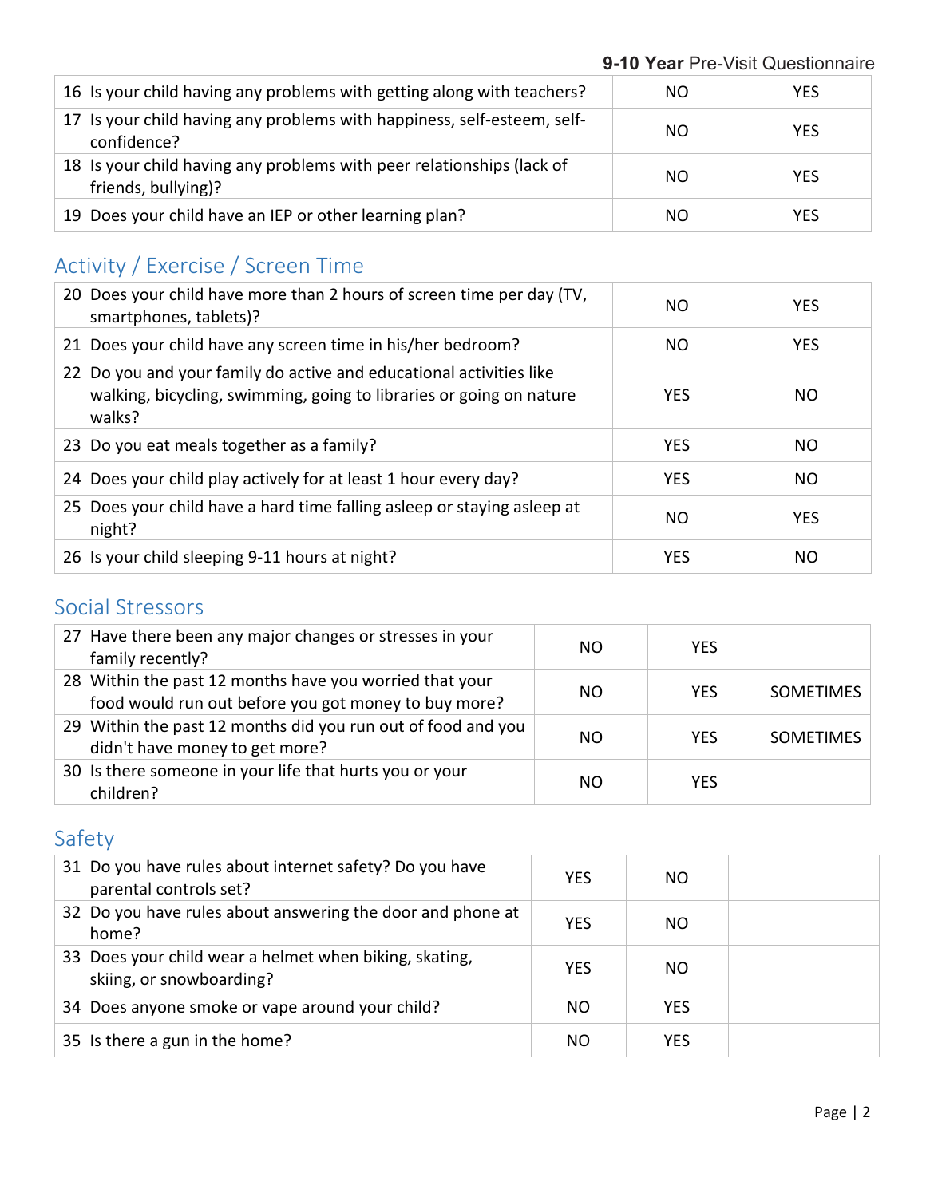| | | |
|---|---|---|
| 16 Is your child having any problems with getting along with teachers? | NO | YES |
| 17 Is your child having any problems with happiness, self-esteem, self-confidence? | NO | YES |
| 18 Is your child having any problems with peer relationships (lack of friends, bullying)? | NO | YES |
| 19 Does your child have an IEP or other learning plan? | NO | YES |

## Activity / Exercise / Screen Time

| | | |
|---|---|---|
| 20 Does your child have more than 2 hours of screen time per day (TV, smartphones, tablets)? | NO | YES |
| 21 Does your child have any screen time in his/her bedroom? | NO | YES |
| 22 Do you and your family do active and educational activities like walking, bicycling, swimming, going to libraries or going on nature walks? | YES | NO |
| 23 Do you eat meals together as a family? | YES | NO |
| 24 Does your child play actively for at least 1 hour every day? | YES | NO |
| 25 Does your child have a hard time falling asleep or staying asleep at night? | NO | YES |
| 26 Is your child sleeping 9-11 hours at night? | YES | NO |

## Social Stressors

| | | | |
|---|---|---|---|
| 27 Have there been any major changes or stresses in your family recently? | NO | YES | |
| 28 Within the past 12 months have you worried that your food would run out before you got money to buy more? | NO | YES | SOMETIMES |
| 29 Within the past 12 months did you run out of food and you didn't have money to get more? | NO | YES | SOMETIMES |
| 30 Is there someone in your life that hurts you or your children? | NO | YES | |

## Safety

| | | | |
|---|---|---|---|
| 31 Do you have rules about internet safety? Do you have parental controls set? | YES | NO | |
| 32 Do you have rules about answering the door and phone at home? | YES | NO | |
| 33 Does your child wear a helmet when biking, skating, skiing, or snowboarding? | YES | NO | |
| 34 Does anyone smoke or vape around your child? | NO | YES | |
| 35 Is there a gun in the home? | NO | YES | |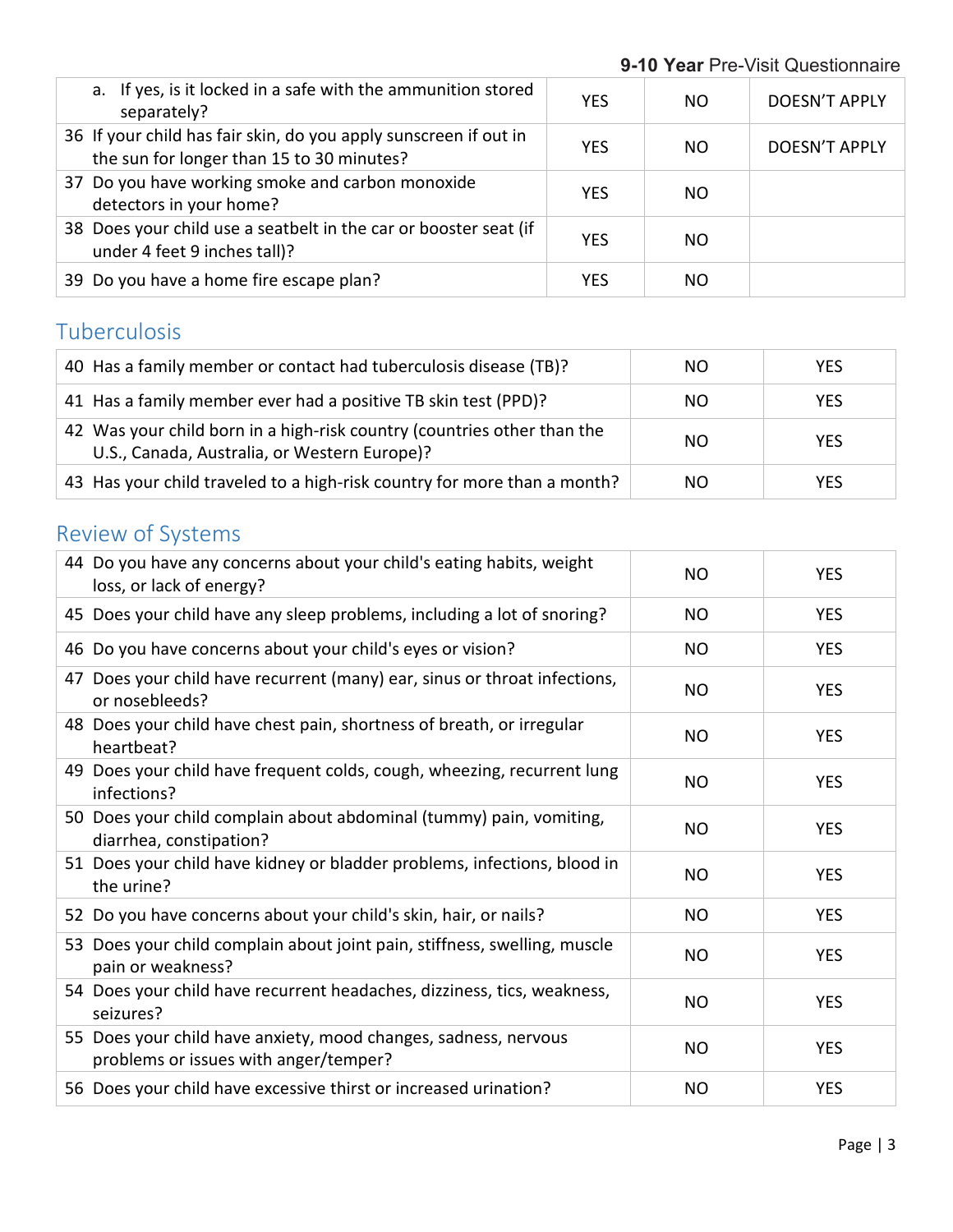| | | | |
|---|---|---|---|
| a. If yes, is it locked in a safe with the ammunition stored separately? | YES | NO | DOESN'T APPLY |
| 36 If your child has fair skin, do you apply sunscreen if out in the sun for longer than 15 to 30 minutes? | YES | NO | DOESN'T APPLY |
| 37 Do you have working smoke and carbon monoxide detectors in your home? | YES | NO | |
| 38 Does your child use a seatbelt in the car or booster seat (if under 4 feet 9 inches tall)? | YES | NO | |
| 39 Do you have a home fire escape plan? | YES | NO | |

## Tuberculosis

| | | |
|---|---|---|
| 40 Has a family member or contact had tuberculosis disease (TB)? | NO | YES |
| 41 Has a family member ever had a positive TB skin test (PPD)? | NO | YES |
| 42 Was your child born in a high-risk country (countries other than the U.S., Canada, Australia, or Western Europe)? | NO | YES |
| 43 Has your child traveled to a high-risk country for more than a month? | NO | YES |

## Review of Systems

| | | |
|---|---|---|
| 44 Do you have any concerns about your child's eating habits, weight loss, or lack of energy? | NO | YES |
| 45 Does your child have any sleep problems, including a lot of snoring? | NO | YES |
| 46 Do you have concerns about your child's eyes or vision? | NO | YES |
| 47 Does your child have recurrent (many) ear, sinus or throat infections, or nosebleeds? | NO | YES |
| 48 Does your child have chest pain, shortness of breath, or irregular heartbeat? | NO | YES |
| 49 Does your child have frequent colds, cough, wheezing, recurrent lung infections? | NO | YES |
| 50 Does your child complain about abdominal (tummy) pain, vomiting, diarrhea, constipation? | NO | YES |
| 51 Does your child have kidney or bladder problems, infections, blood in the urine? | NO | YES |
| 52 Do you have concerns about your child's skin, hair, or nails? | NO | YES |
| 53 Does your child complain about joint pain, stiffness, swelling, muscle pain or weakness? | NO | YES |
| 54 Does your child have recurrent headaches, dizziness, tics, weakness, seizures? | NO | YES |
| 55 Does your child have anxiety, mood changes, sadness, nervous problems or issues with anger/temper? | NO | YES |
| 56 Does your child have excessive thirst or increased urination? | NO | YES |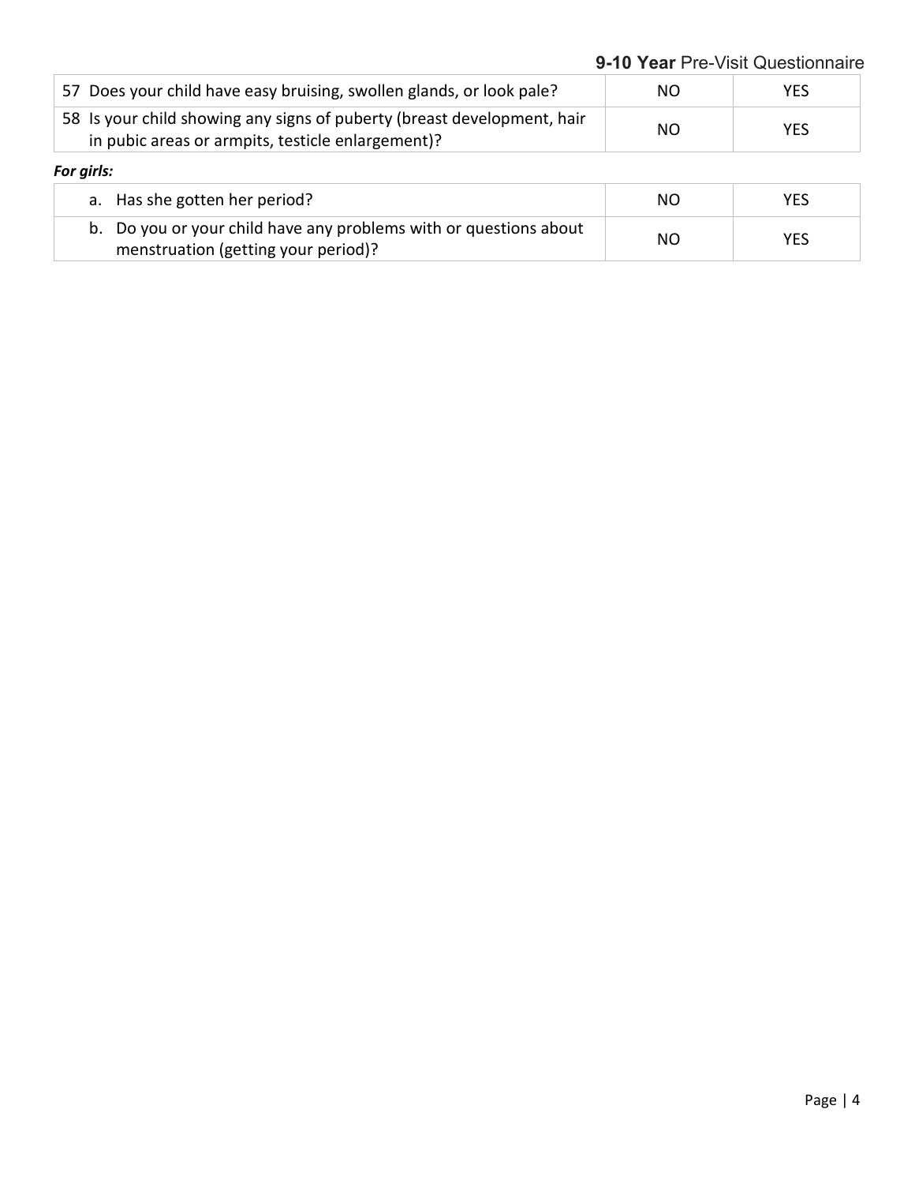| | | |
|---|---|---|
| 57 Does your child have easy bruising, swollen glands, or look pale? | NO | YES |
| 58 Is your child showing any signs of puberty (breast development, hair in pubic areas or armpits, testicle enlargement)? | NO | YES |

***For girls:***

| | | |
|---|---|---|
| a. Has she gotten her period? | NO | YES |
| b. Do you or your child have any problems with or questions about menstruation (getting your period)? | NO | YES |